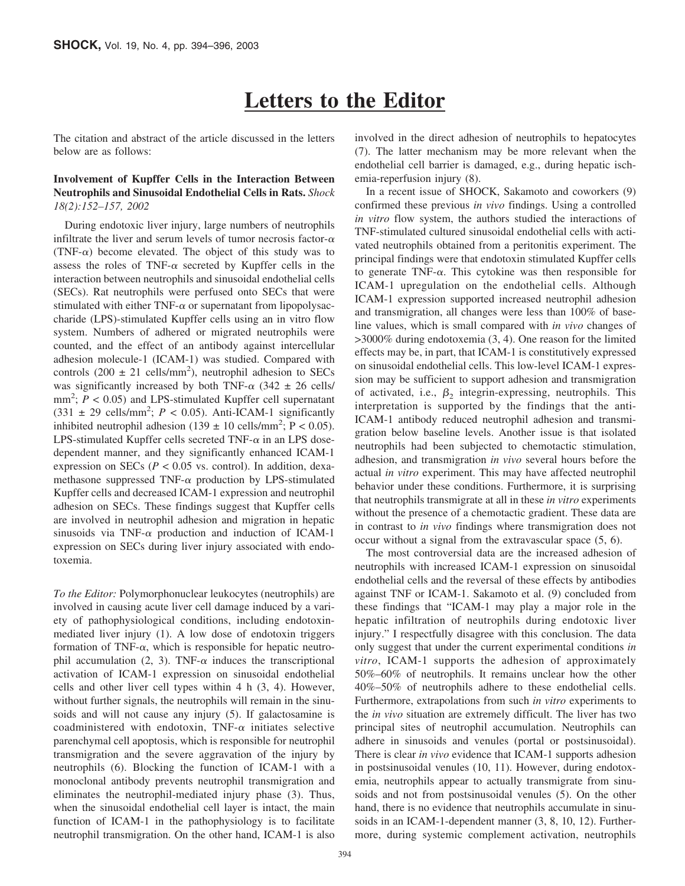# Letters to the Editor

The citation and abstract of the article discussed in the letters below are as follows:

### Involvement of Kupffer Cells in the Interaction Between Neutrophils and Sinusoidal Endothelial Cells in Rats. *Shock 18(2):152–157, 2002*

During endotoxic liver injury, large numbers of neutrophils infiltrate the liver and serum levels of tumor necrosis factor-$\alpha$ (TNF-$\alpha$) become elevated. The object of this study was to assess the roles of TNF-$\alpha$ secreted by Kupffer cells in the interaction between neutrophils and sinusoidal endothelial cells (SECs). Rat neutrophils were perfused onto SECs that were stimulated with either TNF-$\alpha$ or supernatant from lipopolysaccharide (LPS)-stimulated Kupffer cells using an in vitro flow system. Numbers of adhered or migrated neutrophils were counted, and the effect of an antibody against intercellular adhesion molecule-1 (ICAM-1) was studied. Compared with controls ($200 \pm 21$ cells/mm$^2$), neutrophil adhesion to SECs was significantly increased by both TNF-$\alpha$ ($342 \pm 26$ cells/mm$^2$; $P < 0.05$) and LPS-stimulated Kupffer cell supernatant ($331 \pm 29$ cells/mm$^2$; $P < 0.05$). Anti-ICAM-1 significantly inhibited neutrophil adhesion ($139 \pm 10$ cells/mm$^2$; $P < 0.05$). LPS-stimulated Kupffer cells secreted TNF-$\alpha$ in an LPS dose-dependent manner, and they significantly enhanced ICAM-1 expression on SECs ($P < 0.05$ vs. control). In addition, dexamethasone suppressed TNF-$\alpha$ production by LPS-stimulated Kupffer cells and decreased ICAM-1 expression and neutrophil adhesion on SECs. These findings suggest that Kupffer cells are involved in neutrophil adhesion and migration in hepatic sinusoids via TNF-$\alpha$ production and induction of ICAM-1 expression on SECs during liver injury associated with endotoxemia.

*To the Editor:* Polymorphonuclear leukocytes (neutrophils) are involved in causing acute liver cell damage induced by a variety of pathophysiological conditions, including endotoxin-mediated liver injury (1). A low dose of endotoxin triggers formation of TNF-$\alpha$, which is responsible for hepatic neutrophil accumulation (2, 3). TNF-$\alpha$ induces the transcriptional activation of ICAM-1 expression on sinusoidal endothelial cells and other liver cell types within 4 h (3, 4). However, without further signals, the neutrophils will remain in the sinusoids and will not cause any injury (5). If galactosamine is coadministered with endotoxin, TNF-$\alpha$ initiates selective parenchymal cell apoptosis, which is responsible for neutrophil transmigration and the severe aggravation of the injury by neutrophils (6). Blocking the function of ICAM-1 with a monoclonal antibody prevents neutrophil transmigration and eliminates the neutrophil-mediated injury phase (3). Thus, when the sinusoidal endothelial cell layer is intact, the main function of ICAM-1 in the pathophysiology is to facilitate neutrophil transmigration. On the other hand, ICAM-1 is also involved in the direct adhesion of neutrophils to hepatocytes (7). The latter mechanism may be more relevant when the endothelial cell barrier is damaged, e.g., during hepatic ischemia-reperfusion injury (8).

In a recent issue of SHOCK, Sakamoto and coworkers (9) confirmed these previous *in vivo* findings. Using a controlled *in vitro* flow system, the authors studied the interactions of TNF-stimulated cultured sinusoidal endothelial cells with activated neutrophils obtained from a peritonitis experiment. The principal findings were that endotoxin stimulated Kupffer cells to generate TNF-$\alpha$. This cytokine was then responsible for ICAM-1 upregulation on the endothelial cells. Although ICAM-1 expression supported increased neutrophil adhesion and transmigration, all changes were less than 100% of baseline values, which is small compared with *in vivo* changes of >3000% during endotoxemia (3, 4). One reason for the limited effects may be, in part, that ICAM-1 is constitutively expressed on sinusoidal endothelial cells. This low-level ICAM-1 expression may be sufficient to support adhesion and transmigration of activated, i.e., $\beta_2$ integrin-expressing, neutrophils. This interpretation is supported by the findings that the anti-ICAM-1 antibody reduced neutrophil adhesion and transmigration below baseline levels. Another issue is that isolated neutrophils had been subjected to chemotactic stimulation, adhesion, and transmigration *in vivo* several hours before the actual *in vitro* experiment. This may have affected neutrophil behavior under these conditions. Furthermore, it is surprising that neutrophils transmigrate at all in these *in vitro* experiments without the presence of a chemotactic gradient. These data are in contrast to *in vivo* findings where transmigration does not occur without a signal from the extravascular space (5, 6).

The most controversial data are the increased adhesion of neutrophils with increased ICAM-1 expression on sinusoidal endothelial cells and the reversal of these effects by antibodies against TNF or ICAM-1. Sakamoto et al. (9) concluded from these findings that "ICAM-1 may play a major role in the hepatic infiltration of neutrophils during endotoxic liver injury." I respectfully disagree with this conclusion. The data only suggest that under the current experimental conditions *in vitro*, ICAM-1 supports the adhesion of approximately 50%–60% of neutrophils. It remains unclear how the other 40%–50% of neutrophils adhere to these endothelial cells. Furthermore, extrapolations from such *in vitro* experiments to the *in vivo* situation are extremely difficult. The liver has two principal sites of neutrophil accumulation. Neutrophils can adhere in sinusoids and venules (portal or postsinusoidal). There is clear *in vivo* evidence that ICAM-1 supports adhesion in postsinusoidal venules (10, 11). However, during endotoxemia, neutrophils appear to actually transmigrate from sinusoids and not from postsinusoidal venules (5). On the other hand, there is no evidence that neutrophils accumulate in sinusoids in an ICAM-1-dependent manner (3, 8, 10, 12). Furthermore, during systemic complement activation, neutrophils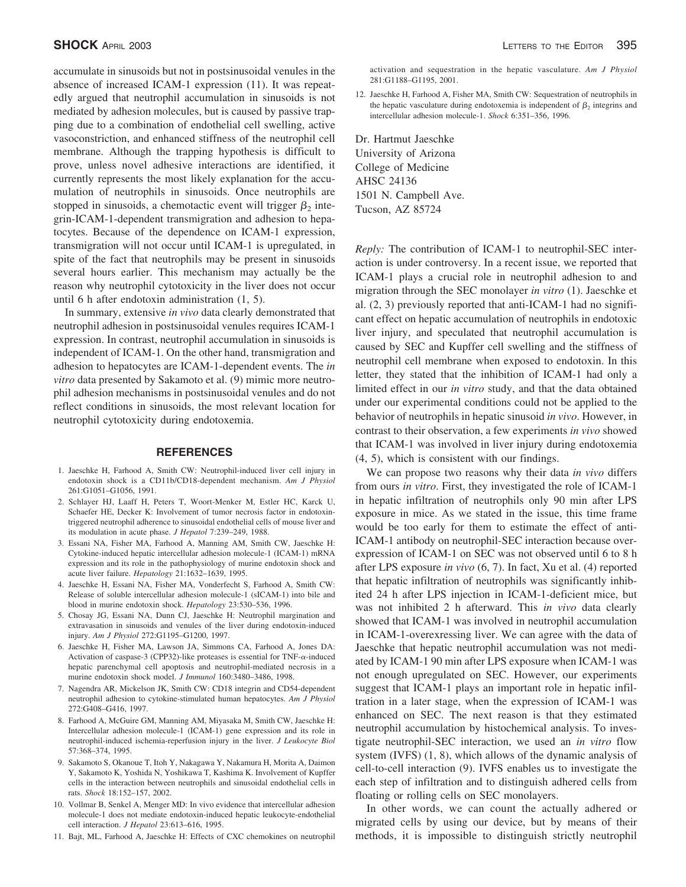accumulate in sinusoids but not in postsinusoidal venules in the absence of increased ICAM-1 expression (11). It was repeatedly argued that neutrophil accumulation in sinusoids is not mediated by adhesion molecules, but is caused by passive trapping due to a combination of endothelial cell swelling, active vasoconstriction, and enhanced stiffness of the neutrophil cell membrane. Although the trapping hypothesis is difficult to prove, unless novel adhesive interactions are identified, it currently represents the most likely explanation for the accumulation of neutrophils in sinusoids. Once neutrophils are stopped in sinusoids, a chemotactic event will trigger $\beta_2$ integrin-ICAM-1-dependent transmigration and adhesion to hepatocytes. Because of the dependence on ICAM-1 expression, transmigration will not occur until ICAM-1 is upregulated, in spite of the fact that neutrophils may be present in sinusoids several hours earlier. This mechanism may actually be the reason why neutrophil cytotoxicity in the liver does not occur until 6 h after endotoxin administration (1, 5).

In summary, extensive *in vivo* data clearly demonstrated that neutrophil adhesion in postsinusoidal venules requires ICAM-1 expression. In contrast, neutrophil accumulation in sinusoids is independent of ICAM-1. On the other hand, transmigration and adhesion to hepatocytes are ICAM-1-dependent events. The *in vitro* data presented by Sakamoto et al. (9) mimic more neutrophil adhesion mechanisms in postsinusoidal venules and do not reflect conditions in sinusoids, the most relevant location for neutrophil cytotoxicity during endotoxemia.

## REFERENCES

1. Jaeschke H, Farhood A, Smith CW: Neutrophil-induced liver cell injury in endotoxin shock is a CD11b/CD18-dependent mechanism. *Am J Physiol* 261:G1051–G1056, 1991.
2. Schlayer HJ, Laaff H, Peters T, Woort-Menker M, Estler HC, Karck U, Schaefer HE, Decker K: Involvement of tumor necrosis factor in endotoxin-triggered neutrophil adherence to sinusoidal endothelial cells of mouse liver and its modulation in acute phase. *J Hepatol* 7:239–249, 1988.
3. Essani NA, Fisher MA, Farhood A, Manning AM, Smith CW, Jaeschke H: Cytokine-induced hepatic intercellular adhesion molecule-1 (ICAM-1) mRNA expression and its role in the pathophysiology of murine endotoxin shock and acute liver failure. *Hepatology* 21:1632–1639, 1995.
4. Jaeschke H, Essani NA, Fisher MA, Vonderfecht S, Farhood A, Smith CW: Release of soluble intercellular adhesion molecule-1 (sICAM-1) into bile and blood in murine endotoxin shock. *Hepatology* 23:530–536, 1996.
5. Chosay JG, Essani NA, Dunn CJ, Jaeschke H: Neutrophil margination and extravasation in sinusoids and venules of the liver during endotoxin-induced injury. *Am J Physiol* 272:G1195–G1200, 1997.
6. Jaeschke H, Fisher MA, Lawson JA, Simmons CA, Farhood A, Jones DA: Activation of caspase-3 (CPP32)-like proteases is essential for TNF-α-induced hepatic parenchymal cell apoptosis and neutrophil-mediated necrosis in a murine endotoxin shock model. *J Immunol* 160:3480–3486, 1998.
7. Nagendra AR, Mickelson JK, Smith CW: CD18 integrin and CD54-dependent neutrophil adhesion to cytokine-stimulated human hepatocytes. *Am J Physiol* 272:G408–G416, 1997.
8. Farhood A, McGuire GM, Manning AM, Miyasaka M, Smith CW, Jaeschke H: Intercellular adhesion molecule-1 (ICAM-1) gene expression and its role in neutrophil-induced ischemia-reperfusion injury in the liver. *J Leukocyte Biol* 57:368–374, 1995.
9. Sakamoto S, Okanoue T, Itoh Y, Nakagawa Y, Nakamura H, Morita A, Daimon Y, Sakamoto K, Yoshida N, Yoshikawa T, Kashima K. Involvement of Kupffer cells in the interaction between neutrophils and sinusoidal endothelial cells in rats. *Shock* 18:152–157, 2002.
10. Vollmar B, Senkel A, Menger MD: In vivo evidence that intercellular adhesion molecule-1 does not mediate endotoxin-induced hepatic leukocyte-endothelial cell interaction. *J Hepatol* 23:613–616, 1995.
11. Bajt, ML, Farhood A, Jaeschke H: Effects of CXC chemokines on neutrophil activation and sequestration in the hepatic vasculature. *Am J Physiol* 281:G1188–G1195, 2001.
12. Jaeschke H, Farhood A, Fisher MA, Smith CW: Sequestration of neutrophils in the hepatic vasculature during endotoxemia is independent of $\beta_2$ integrins and intercellular adhesion molecule-1. *Shock* 6:351–356, 1996.

Dr. Hartmut Jaeschke
University of Arizona
College of Medicine
AHSC 24136
1501 N. Campbell Ave.
Tucson, AZ 85724

*Reply:* The contribution of ICAM-1 to neutrophil-SEC interaction is under controversy. In a recent issue, we reported that ICAM-1 plays a crucial role in neutrophil adhesion to and migration through the SEC monolayer *in vitro* (1). Jaeschke et al. (2, 3) previously reported that anti-ICAM-1 had no significant effect on hepatic accumulation of neutrophils in endotoxic liver injury, and speculated that neutrophil accumulation is caused by SEC and Kupffer cell swelling and the stiffness of neutrophil cell membrane when exposed to endotoxin. In this letter, they stated that the inhibition of ICAM-1 had only a limited effect in our *in vitro* study, and that the data obtained under our experimental conditions could not be applied to the behavior of neutrophils in hepatic sinusoid *in vivo*. However, in contrast to their observation, a few experiments *in vivo* showed that ICAM-1 was involved in liver injury during endotoxemia (4, 5), which is consistent with our findings.

We can propose two reasons why their data *in vivo* differs from ours *in vitro*. First, they investigated the role of ICAM-1 in hepatic infiltration of neutrophils only 90 min after LPS exposure in mice. As we stated in the issue, this time frame would be too early for them to estimate the effect of anti-ICAM-1 antibody on neutrophil-SEC interaction because overexpression of ICAM-1 on SEC was not observed until 6 to 8 h after LPS exposure *in vivo* (6, 7). In fact, Xu et al. (4) reported that hepatic infiltration of neutrophils was significantly inhibited 24 h after LPS injection in ICAM-1-deficient mice, but was not inhibited 2 h afterward. This *in vivo* data clearly showed that ICAM-1 was involved in neutrophil accumulation in ICAM-1-overexpressing liver. We can agree with the data of Jaeschke that hepatic neutrophil accumulation was not mediated by ICAM-1 90 min after LPS exposure when ICAM-1 was not enough upregulated on SEC. However, our experiments suggest that ICAM-1 plays an important role in hepatic infiltration in a later stage, when the expression of ICAM-1 was enhanced on SEC. The next reason is that they estimated neutrophil accumulation by histochemical analysis. To investigate neutrophil-SEC interaction, we used an *in vitro* flow system (IVFS) (1, 8), which allows of the dynamic analysis of cell-to-cell interaction (9). IVFS enables us to investigate the each step of infiltration and to distinguish adhered cells from floating or rolling cells on SEC monolayers.

In other words, we can count the actually adhered or migrated cells by using our device, but by means of their methods, it is impossible to distinguish strictly neutrophil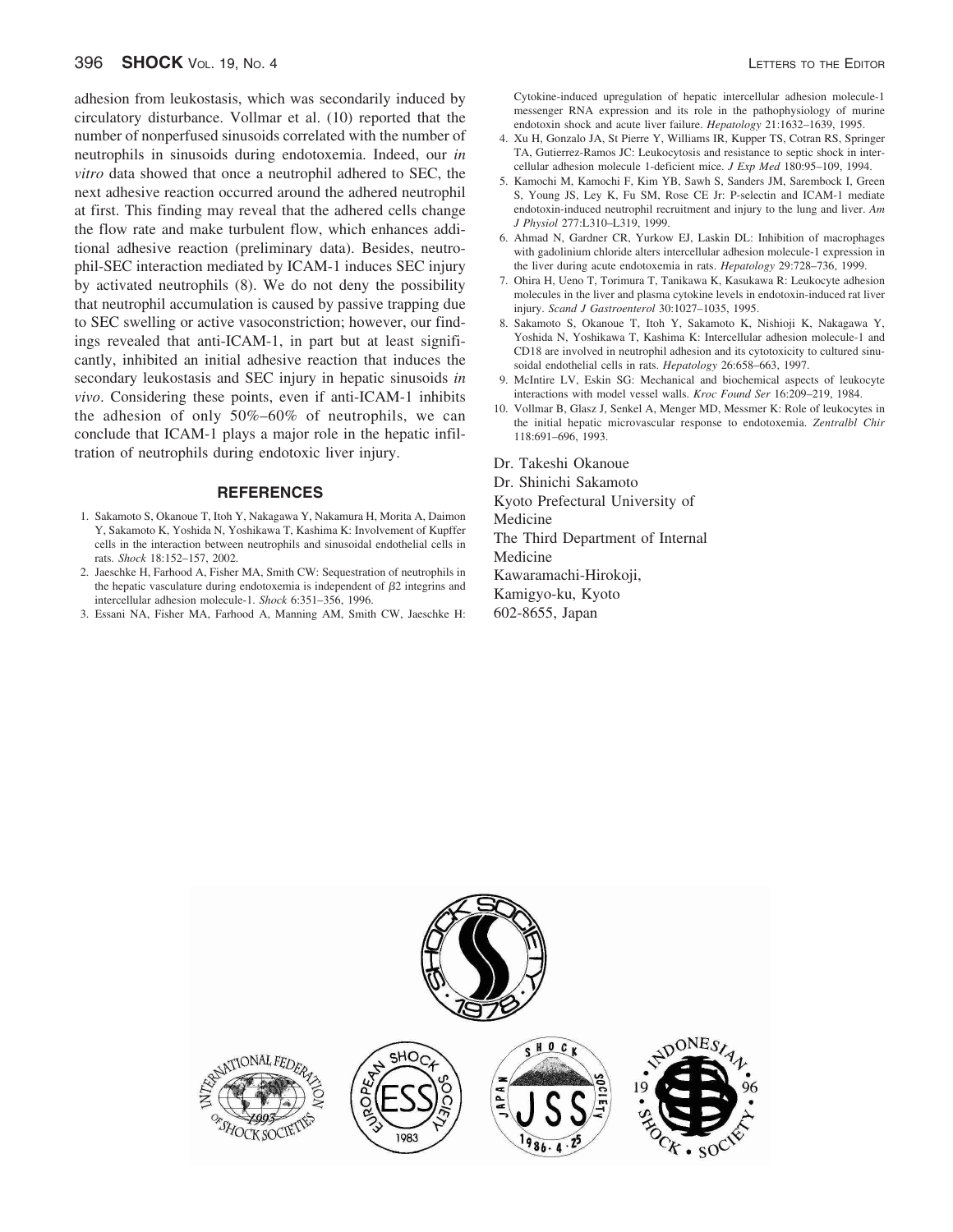adhesion from leukostasis, which was secondarily induced by circulatory disturbance. Vollmar et al. (10) reported that the number of nonperfused sinusoids correlated with the number of neutrophils in sinusoids during endotoxemia. Indeed, our *in vitro* data showed that once a neutrophil adhered to SEC, the next adhesive reaction occurred around the adhered neutrophil at first. This finding may reveal that the adhered cells change the flow rate and make turbulent flow, which enhances additional adhesive reaction (preliminary data). Besides, neutrophil-SEC interaction mediated by ICAM-1 induces SEC injury by activated neutrophils (8). We do not deny the possibility that neutrophil accumulation is caused by passive trapping due to SEC swelling or active vasoconstriction; however, our findings revealed that anti-ICAM-1, in part but at least significantly, inhibited an initial adhesive reaction that induces the secondary leukostasis and SEC injury in hepatic sinusoids *in vivo*. Considering these points, even if anti-ICAM-1 inhibits the adhesion of only 50%–60% of neutrophils, we can conclude that ICAM-1 plays a major role in the hepatic infiltration of neutrophils during endotoxic liver injury.

## REFERENCES

1. Sakamoto S, Okanoue T, Itoh Y, Nakagawa Y, Nakamura H, Morita A, Daimon Y, Sakamoto K, Yoshida N, Yoshikawa T, Kashima K: Involvement of Kupffer cells in the interaction between neutrophils and sinusoidal endothelial cells in rats. *Shock* 18:152–157, 2002.
2. Jaeschke H, Farhood A, Fisher MA, Smith CW: Sequestration of neutrophils in the hepatic vasculature during endotoxemia is independent of $\beta 2$ integrins and intercellular adhesion molecule-1. *Shock* 6:351–356, 1996.
3. Essani NA, Fisher MA, Farhood A, Manning AM, Smith CW, Jaeschke H: Cytokine-induced upregulation of hepatic intercellular adhesion molecule-1 messenger RNA expression and its role in the pathophysiology of murine endotoxin shock and acute liver failure. *Hepatology* 21:1632–1639, 1995.
4. Xu H, Gonzalo JA, St Pierre Y, Williams IR, Kupper TS, Cotran RS, Springer TA, Gutierrez-Ramos JC: Leukocytosis and resistance to septic shock in intercellular adhesion molecule 1-deficient mice. *J Exp Med* 180:95–109, 1994.
5. Kamochi M, Kamochi F, Kim YB, Sawh S, Sanders JM, Sarembock I, Green S, Young JS, Ley K, Fu SM, Rose CE Jr: P-selectin and ICAM-1 mediate endotoxin-induced neutrophil recruitment and injury to the lung and liver. *Am J Physiol* 277:L310–L319, 1999.
6. Ahmad N, Gardner CR, Yurkow EJ, Laskin DL: Inhibition of macrophages with gadolinium chloride alters intercellular adhesion molecule-1 expression in the liver during acute endotoxemia in rats. *Hepatology* 29:728–736, 1999.
7. Ohira H, Ueno T, Torimura T, Tanikawa K, Kasukawa R: Leukocyte adhesion molecules in the liver and plasma cytokine levels in endotoxin-induced rat liver injury. *Scand J Gastroenterol* 30:1027–1035, 1995.
8. Sakamoto S, Okanoue T, Itoh Y, Sakamoto K, Nishioji K, Nakagawa Y, Yoshida N, Yoshikawa T, Kashima K: Intercellular adhesion molecule-1 and CD18 are involved in neutrophil adhesion and its cytotoxicity to cultured sinusoidal endothelial cells in rats. *Hepatology* 26:658–663, 1997.
9. McIntire LV, Eskin SG: Mechanical and biochemical aspects of leukocyte interactions with model vessel walls. *Kroc Found Ser* 16:209–219, 1984.
10. Vollmar B, Glasz J, Senkel A, Menger MD, Messmer K: Role of leukocytes in the initial hepatic microvascular response to endotoxemia. *Zentralbl Chir* 118:691–696, 1993.

Dr. Takeshi Okanoue
Dr. Shinichi Sakamoto
Kyoto Prefectural University of Medicine
The Third Department of Internal Medicine
Kawaramachi-Hirokoji,
Kamigyo-ku, Kyoto
602-8655, Japan